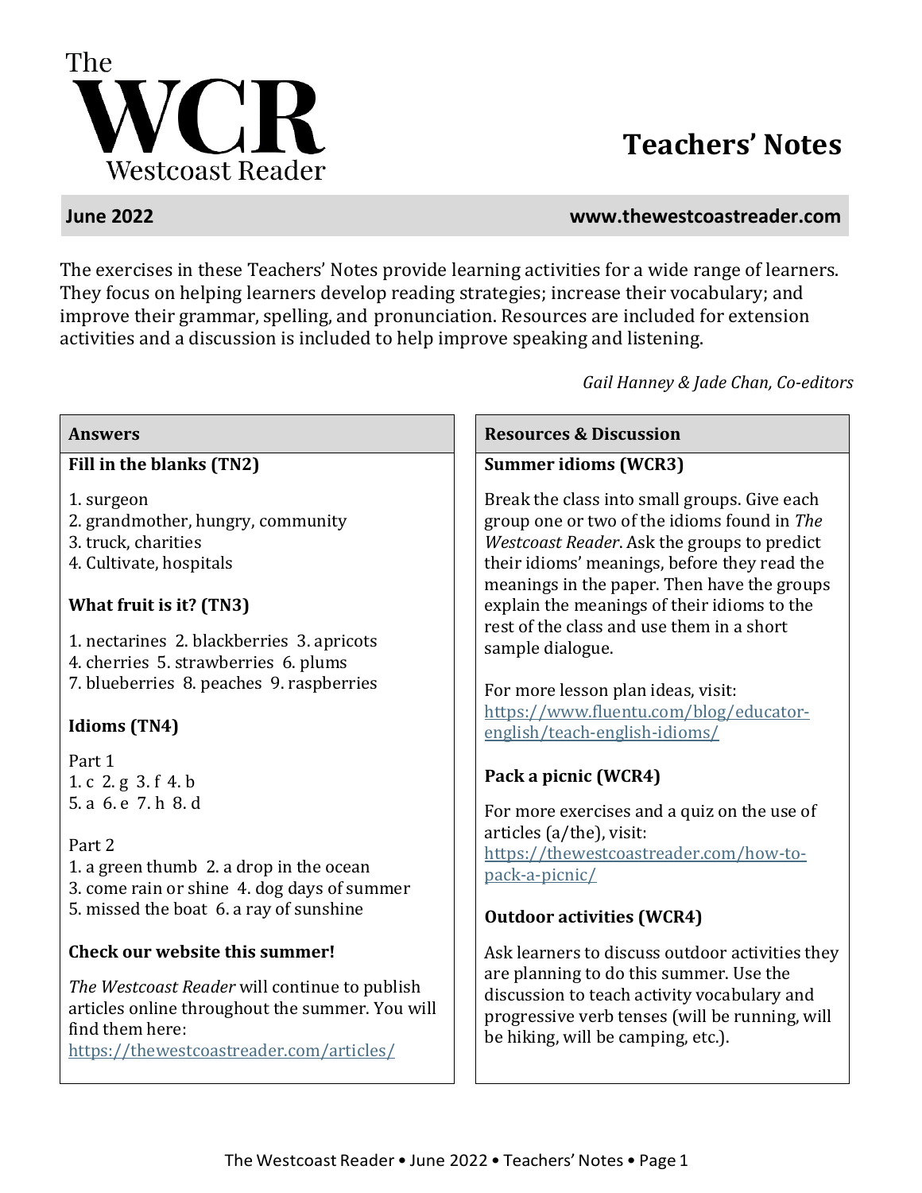# The WCR Westcoast Reader

# Teachers' Notes

**June 2022** **www.thewestcoastreader.com**

The exercises in these Teachers' Notes provide learning activities for a wide range of learners. They focus on helping learners develop reading strategies; increase their vocabulary; and improve their grammar, spelling, and pronunciation. Resources are included for extension activities and a discussion is included to help improve speaking and listening.

*Gail Hanney & Jade Chan, Co-editors*

## Answers

### Fill in the blanks (TN2)

1. surgeon
2. grandmother, hungry, community
3. truck, charities
4. Cultivate, hospitals

### What fruit is it? (TN3)

1. nectarines 2. blackberries 3. apricots
4. cherries 5. strawberries 6. plums
7. blueberries 8. peaches 9. raspberries

### Idioms (TN4)

Part 1
1. c 2. g 3. f 4. b
5. a 6. e 7. h 8. d

Part 2
1. a green thumb 2. a drop in the ocean
3. come rain or shine 4. dog days of summer
5. missed the boat 6. a ray of sunshine

### Check our website this summer!

*The Westcoast Reader* will continue to publish articles online throughout the summer. You will find them here:
https://thewestcoastreader.com/articles/

## Resources & Discussion

### Summer idioms (WCR3)

Break the class into small groups. Give each group one or two of the idioms found in *The Westcoast Reader*. Ask the groups to predict their idioms' meanings, before they read the meanings in the paper. Then have the groups explain the meanings of their idioms to the rest of the class and use them in a short sample dialogue.

For more lesson plan ideas, visit:
https://www.fluentu.com/blog/educator-english/teach-english-idioms/

### Pack a picnic (WCR4)

For more exercises and a quiz on the use of articles (a/the), visit:
https://thewestcoastreader.com/how-to-pack-a-picnic/

### Outdoor activities (WCR4)

Ask learners to discuss outdoor activities they are planning to do this summer. Use the discussion to teach activity vocabulary and progressive verb tenses (will be running, will be hiking, will be camping, etc.).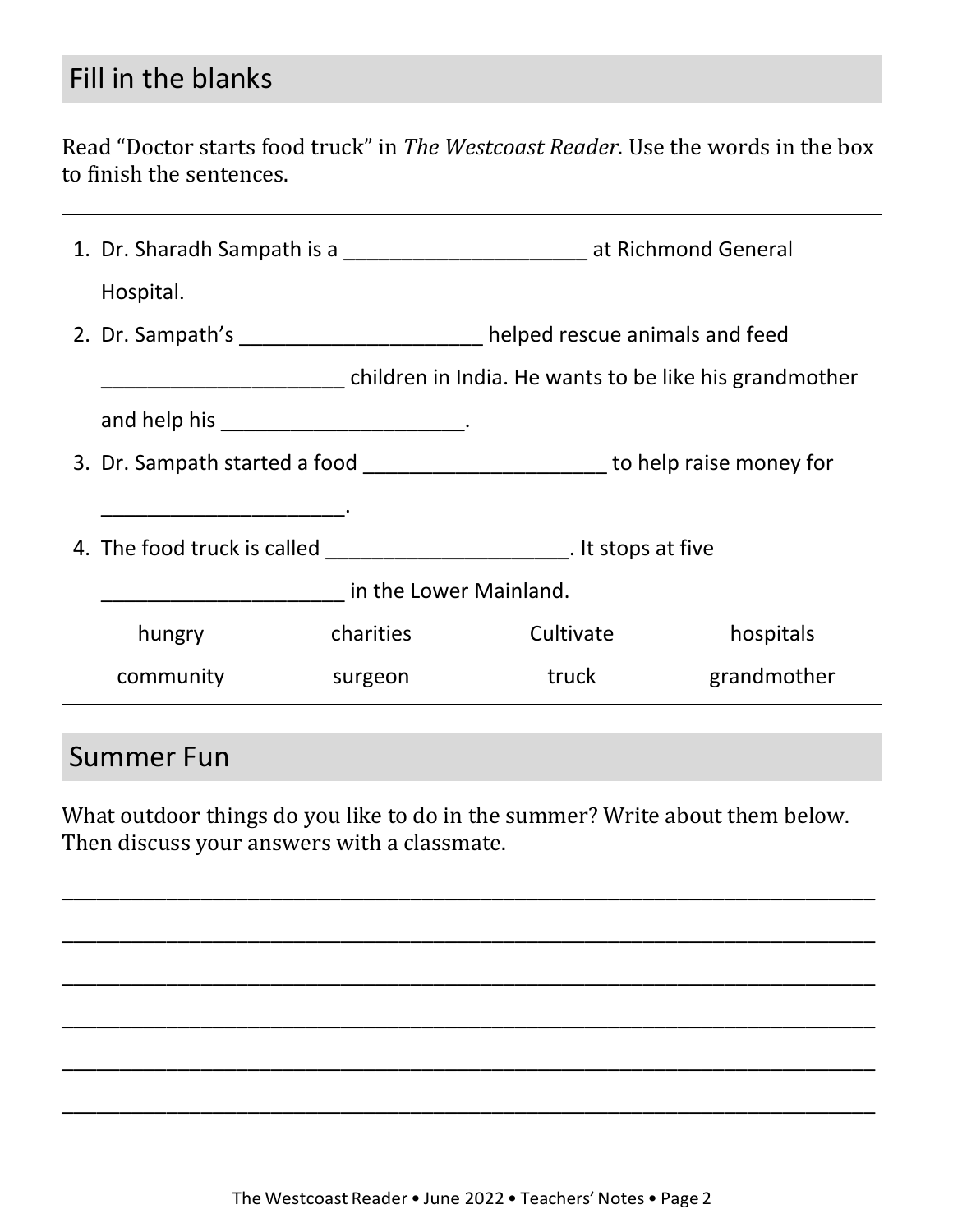## Fill in the blanks

Read "Doctor starts food truck" in *The Westcoast Reader*. Use the words in the box to finish the sentences.

1. Dr. Sharadh Sampath is a ______________________ at Richmond General Hospital.
2. Dr. Sampath's ______________________ helped rescue animals and feed ______________________ children in India. He wants to be like his grandmother and help his ______________________.
3. Dr. Sampath started a food ______________________ to help raise money for ______________________.
4. The food truck is called ______________________. It stops at five ______________________ in the Lower Mainland.

| hungry | charities | Cultivate | hospitals |
|---|---|---|---|
| community | surgeon | truck | grandmother |

## Summer Fun

What outdoor things do you like to do in the summer? Write about them below. Then discuss your answers with a classmate.

_______________________________________________________________________________

_______________________________________________________________________________

_______________________________________________________________________________

_______________________________________________________________________________

_______________________________________________________________________________

_______________________________________________________________________________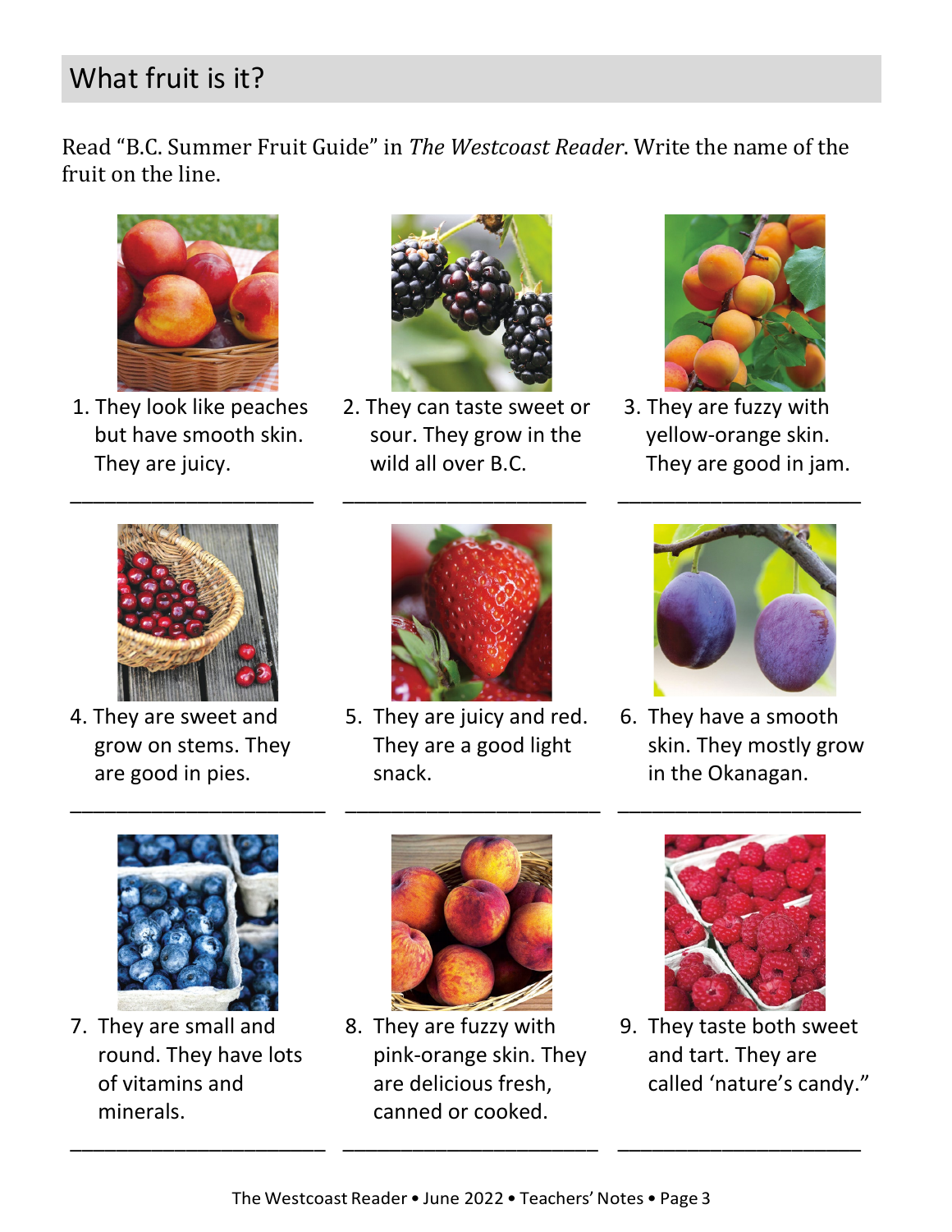## What fruit is it?

Read "B.C. Summer Fruit Guide" in *The Westcoast Reader*. Write the name of the fruit on the line.

1. They look like peaches but have smooth skin. They are juicy.

   ______________________

2. They can taste sweet or sour. They grow in the wild all over B.C.

   ______________________

3. They are fuzzy with yellow-orange skin. They are good in jam.

   ______________________

4. They are sweet and grow on stems. They are good in pies.

   ______________________

5. They are juicy and red. They are a good light snack.

   ______________________

6. They have a smooth skin. They mostly grow in the Okanagan.

   ______________________

7. They are small and round. They have lots of vitamins and minerals.

   ______________________

8. They are fuzzy with pink-orange skin. They are delicious fresh, canned or cooked.

   ______________________

9. They taste both sweet and tart. They are called 'nature's candy."

   ______________________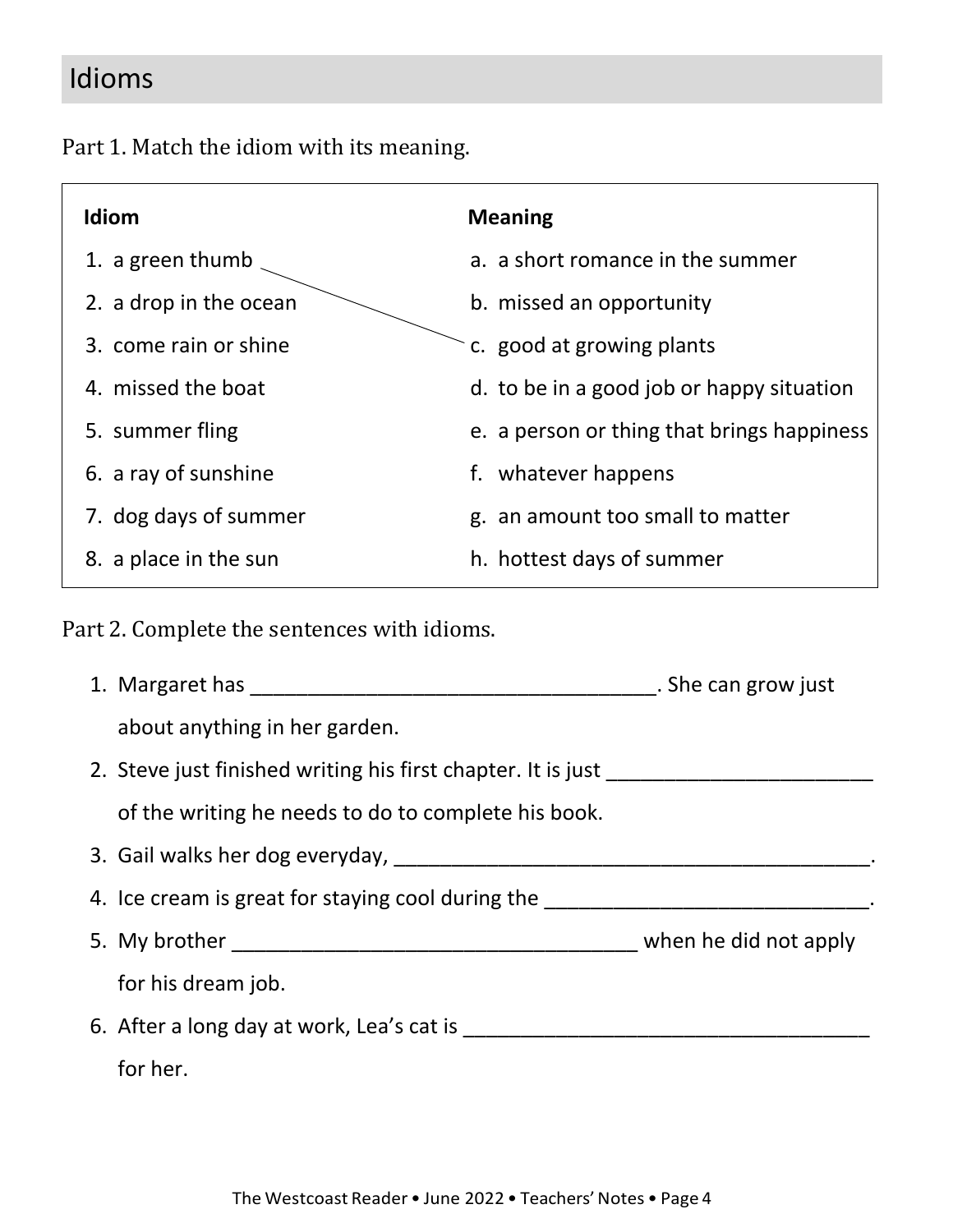## Idioms

Part 1. Match the idiom with its meaning.

| Idiom | Meaning |
|---|---|
| 1. a green thumb | a. a short romance in the summer |
| 2. a drop in the ocean | b. missed an opportunity |
| 3. come rain or shine | c. good at growing plants |
| 4. missed the boat | d. to be in a good job or happy situation |
| 5. summer fling | e. a person or thing that brings happiness |
| 6. a ray of sunshine | f. whatever happens |
| 7. dog days of summer | g. an amount too small to matter |
| 8. a place in the sun | h. hottest days of summer |

Part 2. Complete the sentences with idioms.

1. Margaret has ___________________________________. She can grow just about anything in her garden.
2. Steve just finished writing his first chapter. It is just _______________________ of the writing he needs to do to complete his book.
3. Gail walks her dog everyday, __________________________________________.
4. Ice cream is great for staying cool during the ____________________________.
5. My brother ____________________________________ when he did not apply for his dream job.
6. After a long day at work, Lea's cat is ____________________________________ for her.